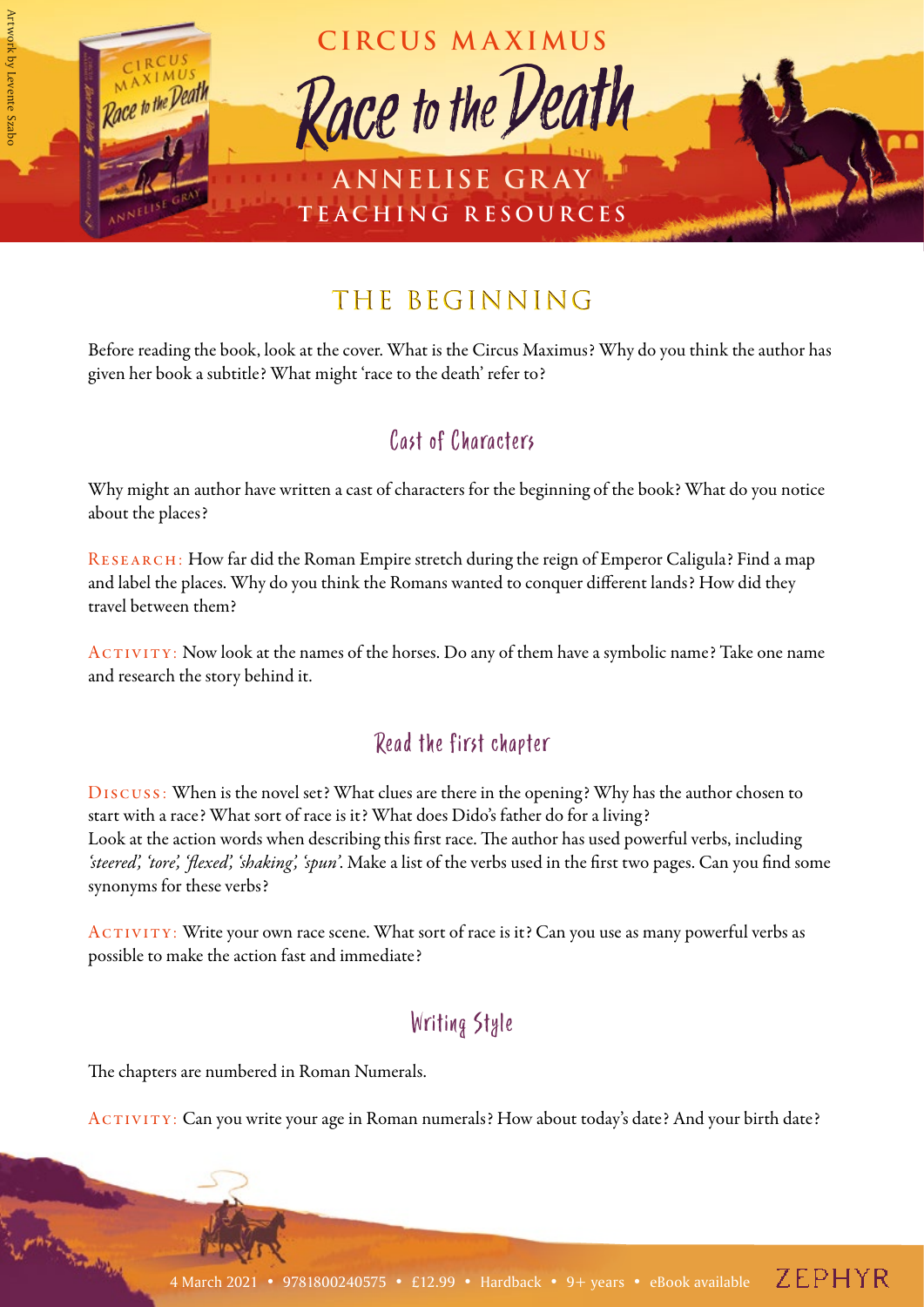# CIRCUS MAXIMUS

# Race to the Death

## ANNELISE GRAY

### TEACHING RESOURCES

Artwork by Levente Szabo

## THE BEGINNING

Before reading the book, look at the cover. What is the Circus Maximus? Why do you think the author has given her book a subtitle? What might 'race to the death' refer to?

### Cast of Characters

Why might an author have written a cast of characters for the beginning of the book? What do you notice about the places?

RESEARCH: How far did the Roman Empire stretch during the reign of Emperor Caligula? Find a map and label the places. Why do you think the Romans wanted to conquer different lands? How did they travel between them?

ACTIVITY: Now look at the names of the horses. Do any of them have a symbolic name? Take one name and research the story behind it.

### Read the first chapter

DISCUSS: When is the novel set? What clues are there in the opening? Why has the author chosen to start with a race? What sort of race is it? What does Dido's father do for a living?
Look at the action words when describing this first race. The author has used powerful verbs, including *'steered', 'tore', 'flexed', 'shaking', 'spun'*. Make a list of the verbs used in the first two pages. Can you find some synonyms for these verbs?

ACTIVITY: Write your own race scene. What sort of race is it? Can you use as many powerful verbs as possible to make the action fast and immediate?

### Writing Style

The chapters are numbered in Roman Numerals.

ACTIVITY: Can you write your age in Roman numerals? How about today's date? And your birth date?

4 March 2021 • 9781800240575 • £12.99 • Hardback • 9+ years • eBook available ZEPHYR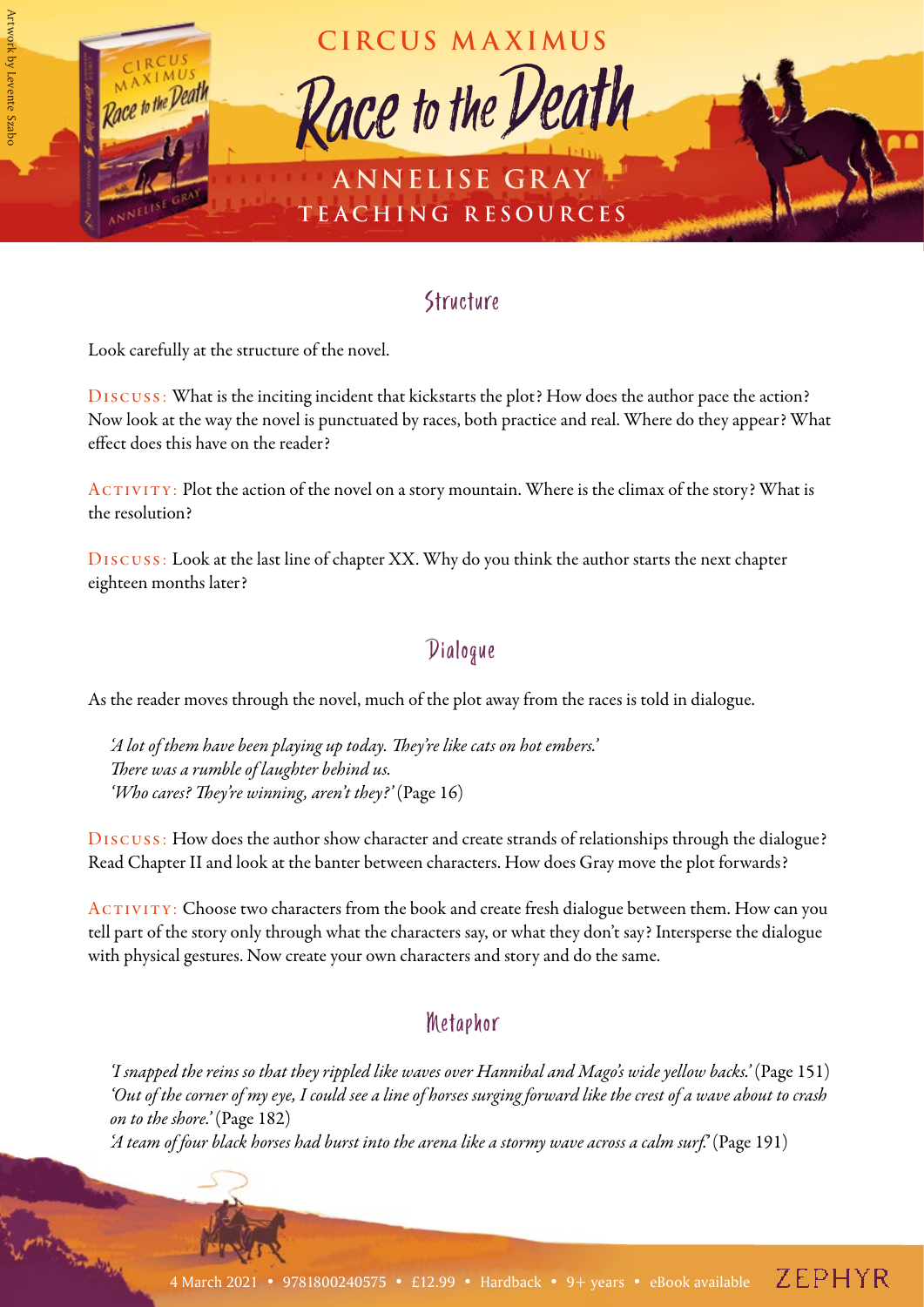## Structure

Look carefully at the structure of the novel.

Discuss: What is the inciting incident that kickstarts the plot? How does the author pace the action? Now look at the way the novel is punctuated by races, both practice and real. Where do they appear? What effect does this have on the reader?

Activity: Plot the action of the novel on a story mountain. Where is the climax of the story? What is the resolution?

Discuss: Look at the last line of chapter XX. Why do you think the author starts the next chapter eighteen months later?

## Dialogue

As the reader moves through the novel, much of the plot away from the races is told in dialogue.

> *'A lot of them have been playing up today. They're like cats on hot embers.'*
> *There was a rumble of laughter behind us.*
> *'Who cares? They're winning, aren't they?'* (Page 16)

Discuss: How does the author show character and create strands of relationships through the dialogue? Read Chapter II and look at the banter between characters. How does Gray move the plot forwards?

Activity: Choose two characters from the book and create fresh dialogue between them. How can you tell part of the story only through what the characters say, or what they don't say? Intersperse the dialogue with physical gestures. Now create your own characters and story and do the same.

## Metaphor

> *'I snapped the reins so that they rippled like waves over Hannibal and Mago's wide yellow backs.'* (Page 151)
> *'Out of the corner of my eye, I could see a line of horses surging forward like the crest of a wave about to crash on to the shore.'* (Page 182)
> *'A team of four black horses had burst into the arena like a stormy wave across a calm surf.'* (Page 191)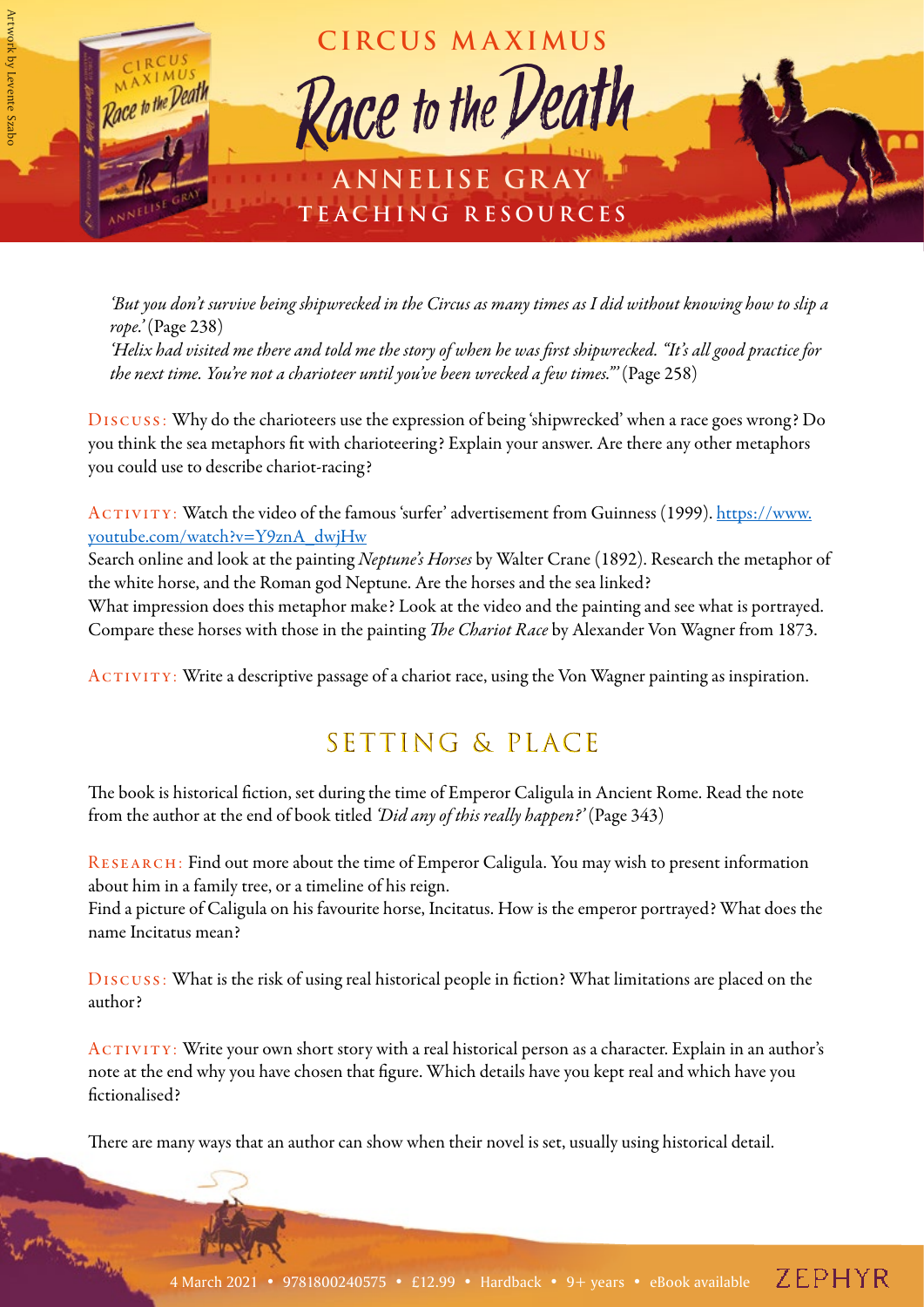*'But you don't survive being shipwrecked in the Circus as many times as I did without knowing how to slip a rope.'* (Page 238)
*'Helix had visited me there and told me the story of when he was first shipwrecked. "It's all good practice for the next time. You're not a charioteer until you've been wrecked a few times."'* (Page 258)

Discuss: Why do the charioteers use the expression of being 'shipwrecked' when a race goes wrong? Do you think the sea metaphors fit with charioteering? Explain your answer. Are there any other metaphors you could use to describe chariot-racing?

Activity: Watch the video of the famous 'surfer' advertisement from Guinness (1999). https://www.youtube.com/watch?v=Y9znA_dwjHw
Search online and look at the painting *Neptune's Horses* by Walter Crane (1892). Research the metaphor of the white horse, and the Roman god Neptune. Are the horses and the sea linked?
What impression does this metaphor make? Look at the video and the painting and see what is portrayed. Compare these horses with those in the painting *The Chariot Race* by Alexander Von Wagner from 1873.

Activity: Write a descriptive passage of a chariot race, using the Von Wagner painting as inspiration.

## SETTING & PLACE

The book is historical fiction, set during the time of Emperor Caligula in Ancient Rome. Read the note from the author at the end of book titled *'Did any of this really happen?'* (Page 343)

Research: Find out more about the time of Emperor Caligula. You may wish to present information about him in a family tree, or a timeline of his reign.
Find a picture of Caligula on his favourite horse, Incitatus. How is the emperor portrayed? What does the name Incitatus mean?

Discuss: What is the risk of using real historical people in fiction? What limitations are placed on the author?

Activity: Write your own short story with a real historical person as a character. Explain in an author's note at the end why you have chosen that figure. Which details have you kept real and which have you fictionalised?

There are many ways that an author can show when their novel is set, usually using historical detail.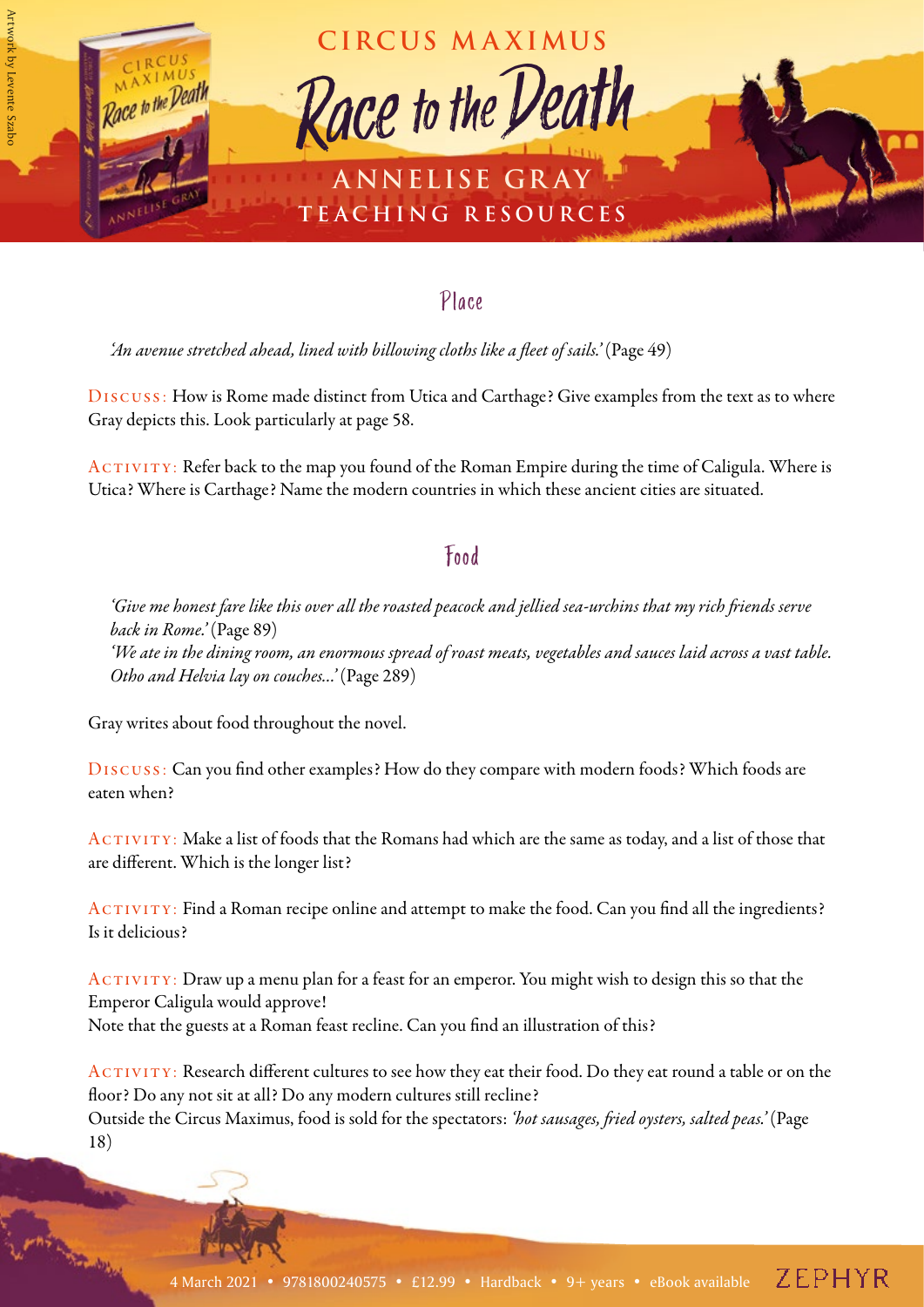## Place

*'An avenue stretched ahead, lined with billowing cloths like a fleet of sails.'* (Page 49)

DISCUSS: How is Rome made distinct from Utica and Carthage? Give examples from the text as to where Gray depicts this. Look particularly at page 58.

ACTIVITY: Refer back to the map you found of the Roman Empire during the time of Caligula. Where is Utica? Where is Carthage? Name the modern countries in which these ancient cities are situated.

## Food

*'Give me honest fare like this over all the roasted peacock and jellied sea-urchins that my rich friends serve back in Rome.'* (Page 89)
*'We ate in the dining room, an enormous spread of roast meats, vegetables and sauces laid across a vast table. Otho and Helvia lay on couches…'* (Page 289)

Gray writes about food throughout the novel.

DISCUSS: Can you find other examples? How do they compare with modern foods? Which foods are eaten when?

ACTIVITY: Make a list of foods that the Romans had which are the same as today, and a list of those that are different. Which is the longer list?

ACTIVITY: Find a Roman recipe online and attempt to make the food. Can you find all the ingredients? Is it delicious?

ACTIVITY: Draw up a menu plan for a feast for an emperor. You might wish to design this so that the Emperor Caligula would approve!
Note that the guests at a Roman feast recline. Can you find an illustration of this?

ACTIVITY: Research different cultures to see how they eat their food. Do they eat round a table or on the floor? Do any not sit at all? Do any modern cultures still recline?
Outside the Circus Maximus, food is sold for the spectators: *'hot sausages, fried oysters, salted peas.'* (Page 18)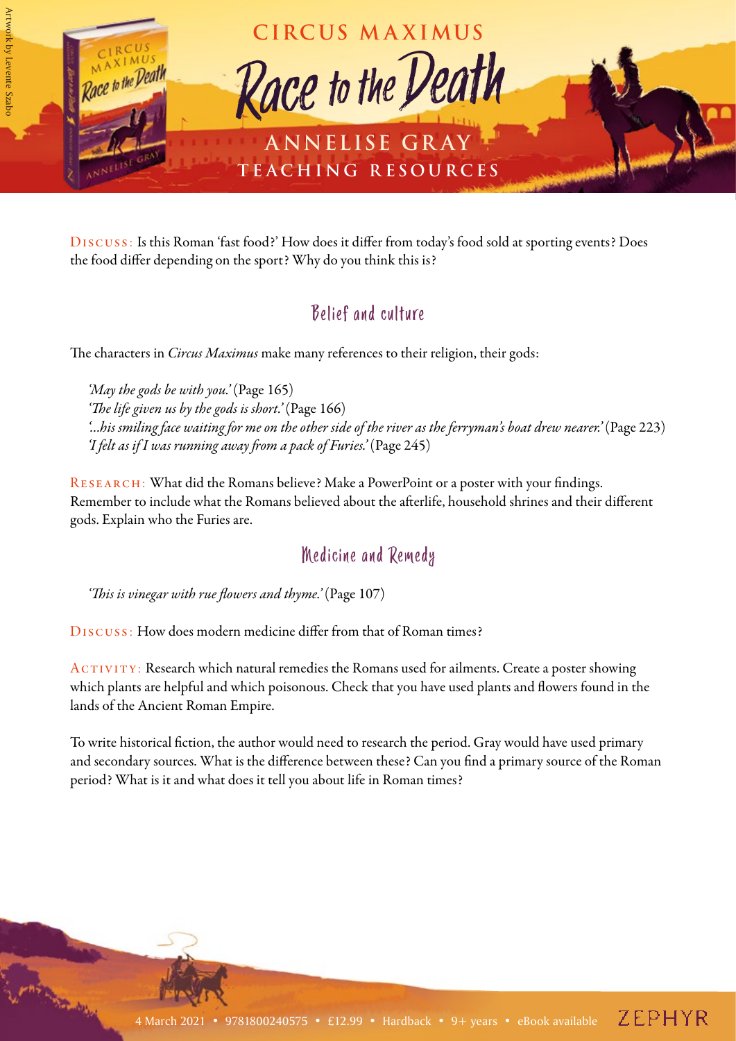**Discuss:** Is this Roman 'fast food?' How does it differ from today's food sold at sporting events? Does the food differ depending on the sport? Why do you think this is?

## Belief and culture

The characters in *Circus Maximus* make many references to their religion, their gods:

> *'May the gods be with you.'* (Page 165)
> *'The life given us by the gods is short.'* (Page 166)
> *'...his smiling face waiting for me on the other side of the river as the ferryman's boat drew nearer.'* (Page 223)
> *'I felt as if I was running away from a pack of Furies.'* (Page 245)

**Research:** What did the Romans believe? Make a PowerPoint or a poster with your findings. Remember to include what the Romans believed about the afterlife, household shrines and their different gods. Explain who the Furies are.

## Medicine and Remedy

> *'This is vinegar with rue flowers and thyme.'* (Page 107)

**Discuss:** How does modern medicine differ from that of Roman times?

**Activity:** Research which natural remedies the Romans used for ailments. Create a poster showing which plants are helpful and which poisonous. Check that you have used plants and flowers found in the lands of the Ancient Roman Empire.

To write historical fiction, the author would need to research the period. Gray would have used primary and secondary sources. What is the difference between these? Can you find a primary source of the Roman period? What is it and what does it tell you about life in Roman times?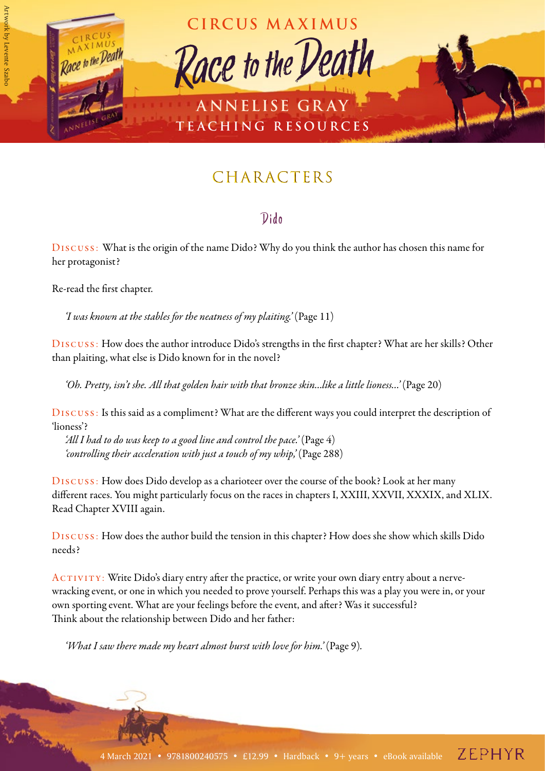## CHARACTERS

### Dido

DISCUSS: What is the origin of the name Dido? Why do you think the author has chosen this name for her protagonist?

Re-read the first chapter.

> *'I was known at the stables for the neatness of my plaiting.'* (Page 11)

DISCUSS: How does the author introduce Dido's strengths in the first chapter? What are her skills? Other than plaiting, what else is Dido known for in the novel?

> *'Oh. Pretty, isn't she. All that golden hair with that bronze skin...like a little lioness...'* (Page 20)

DISCUSS: Is this said as a compliment? What are the different ways you could interpret the description of 'lioness'?

> *'All I had to do was keep to a good line and control the pace.'* (Page 4)
> *'controlling their acceleration with just a touch of my whip,'* (Page 288)

DISCUSS: How does Dido develop as a charioteer over the course of the book? Look at her many different races. You might particularly focus on the races in chapters I, XXIII, XXVII, XXXIX, and XLIX. Read Chapter XVIII again.

DISCUSS: How does the author build the tension in this chapter? How does she show which skills Dido needs?

ACTIVITY: Write Dido's diary entry after the practice, or write your own diary entry about a nerve-wracking event, or one in which you needed to prove yourself. Perhaps this was a play you were in, or your own sporting event. What are your feelings before the event, and after? Was it successful?
Think about the relationship between Dido and her father:

> *'What I saw there made my heart almost burst with love for him.'* (Page 9).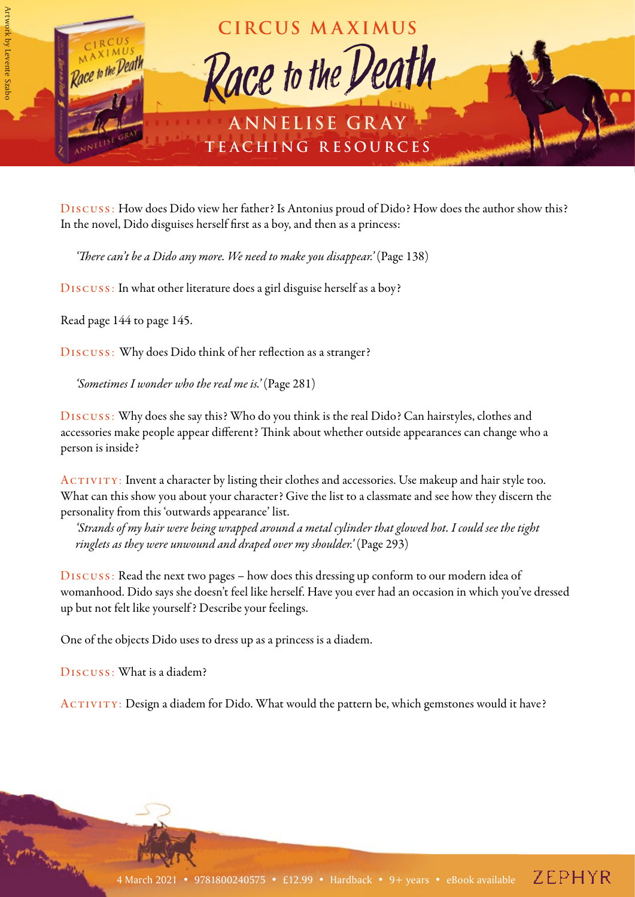**Discuss:** How does Dido view her father? Is Antonius proud of Dido? How does the author show this? In the novel, Dido disguises herself first as a boy, and then as a princess:

> *'There can't be a Dido any more. We need to make you disappear.'* (Page 138)

**Discuss:** In what other literature does a girl disguise herself as a boy?

Read page 144 to page 145.

**Discuss:** Why does Dido think of her reflection as a stranger?

> *'Sometimes I wonder who the real me is.'* (Page 281)

**Discuss:** Why does she say this? Who do you think is the real Dido? Can hairstyles, clothes and accessories make people appear different? Think about whether outside appearances can change who a person is inside?

**Activity:** Invent a character by listing their clothes and accessories. Use makeup and hair style too. What can this show you about your character? Give the list to a classmate and see how they discern the personality from this 'outwards appearance' list.

> *'Strands of my hair were being wrapped around a metal cylinder that glowed hot. I could see the tight ringlets as they were unwound and draped over my shoulder.'* (Page 293)

**Discuss:** Read the next two pages – how does this dressing up conform to our modern idea of womanhood. Dido says she doesn't feel like herself. Have you ever had an occasion in which you've dressed up but not felt like yourself? Describe your feelings.

One of the objects Dido uses to dress up as a princess is a diadem.

**Discuss:** What is a diadem?

**Activity:** Design a diadem for Dido. What would the pattern be, which gemstones would it have?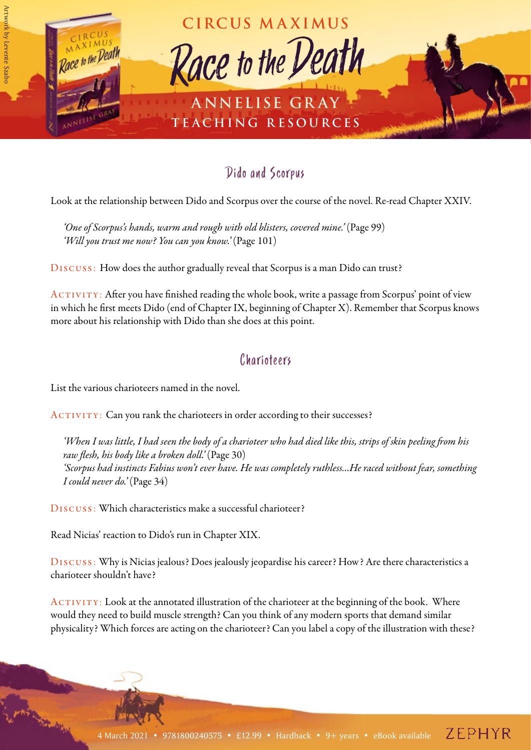## Dido and Scorpus

Look at the relationship between Dido and Scorpus over the course of the novel. Re-read Chapter XXIV.

> *'One of Scorpus's hands, warm and rough with old blisters, covered mine.'* (Page 99)
> *'Will you trust me now? You can you know.'* (Page 101)

DISCUSS: How does the author gradually reveal that Scorpus is a man Dido can trust?

ACTIVITY: After you have finished reading the whole book, write a passage from Scorpus' point of view in which he first meets Dido (end of Chapter IX, beginning of Chapter X). Remember that Scorpus knows more about his relationship with Dido than she does at this point.

## Charioteers

List the various charioteers named in the novel.

ACTIVITY: Can you rank the charioteers in order according to their successes?

> *'When I was little, I had seen the body of a charioteer who had died like this, strips of skin peeling from his raw flesh, his body like a broken doll.'* (Page 30)
> *'Scorpus had instincts Fabius won't ever have. He was completely ruthless...He raced without fear, something I could never do.'* (Page 34)

DISCUSS: Which characteristics make a successful charioteer?

Read Nicias' reaction to Dido's run in Chapter XIX.

DISCUSS: Why is Nicias jealous? Does jealously jeopardise his career? How? Are there characteristics a charioteer shouldn't have?

ACTIVITY: Look at the annotated illustration of the charioteer at the beginning of the book. Where would they need to build muscle strength? Can you think of any modern sports that demand similar physicality? Which forces are acting on the charioteer? Can you label a copy of the illustration with these?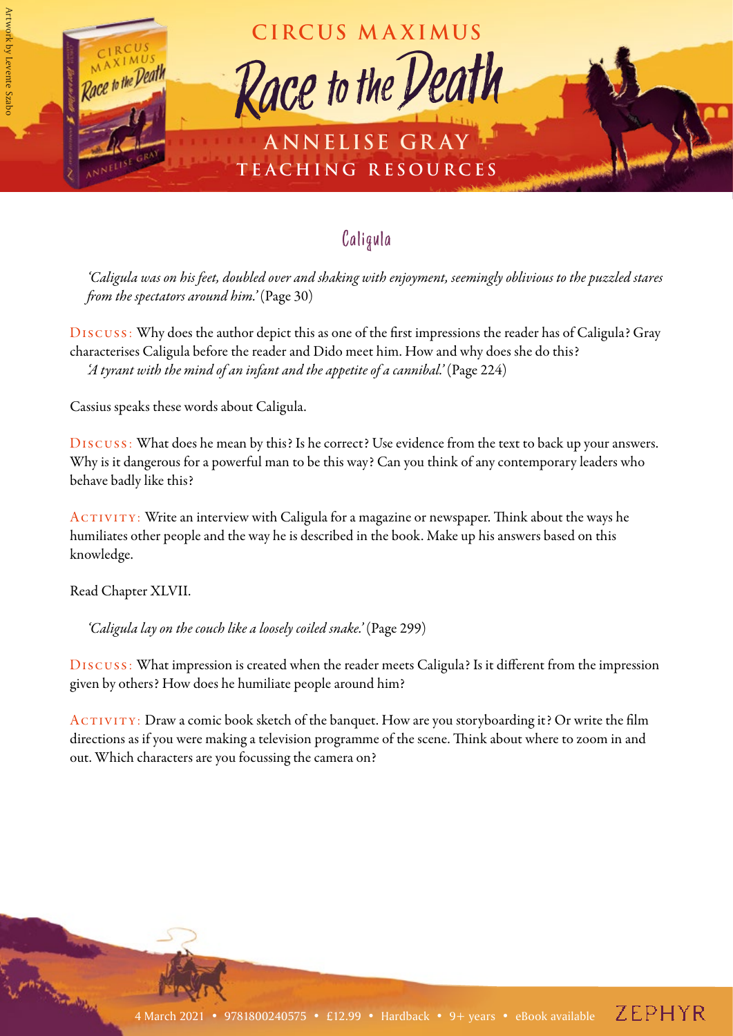## Caligula

*'Caligula was on his feet, doubled over and shaking with enjoyment, seemingly oblivious to the puzzled stares from the spectators around him.'* (Page 30)

**Discuss:** Why does the author depict this as one of the first impressions the reader has of Caligula? Gray characterises Caligula before the reader and Dido meet him. How and why does she do this?

*'A tyrant with the mind of an infant and the appetite of a cannibal.'* (Page 224)

Cassius speaks these words about Caligula.

**Discuss:** What does he mean by this? Is he correct? Use evidence from the text to back up your answers. Why is it dangerous for a powerful man to be this way? Can you think of any contemporary leaders who behave badly like this?

**Activity:** Write an interview with Caligula for a magazine or newspaper. Think about the ways he humiliates other people and the way he is described in the book. Make up his answers based on this knowledge.

Read Chapter XLVII.

*'Caligula lay on the couch like a loosely coiled snake.'* (Page 299)

**Discuss:** What impression is created when the reader meets Caligula? Is it different from the impression given by others? How does he humiliate people around him?

**Activity:** Draw a comic book sketch of the banquet. How are you storyboarding it? Or write the film directions as if you were making a television programme of the scene. Think about where to zoom in and out. Which characters are you focussing the camera on?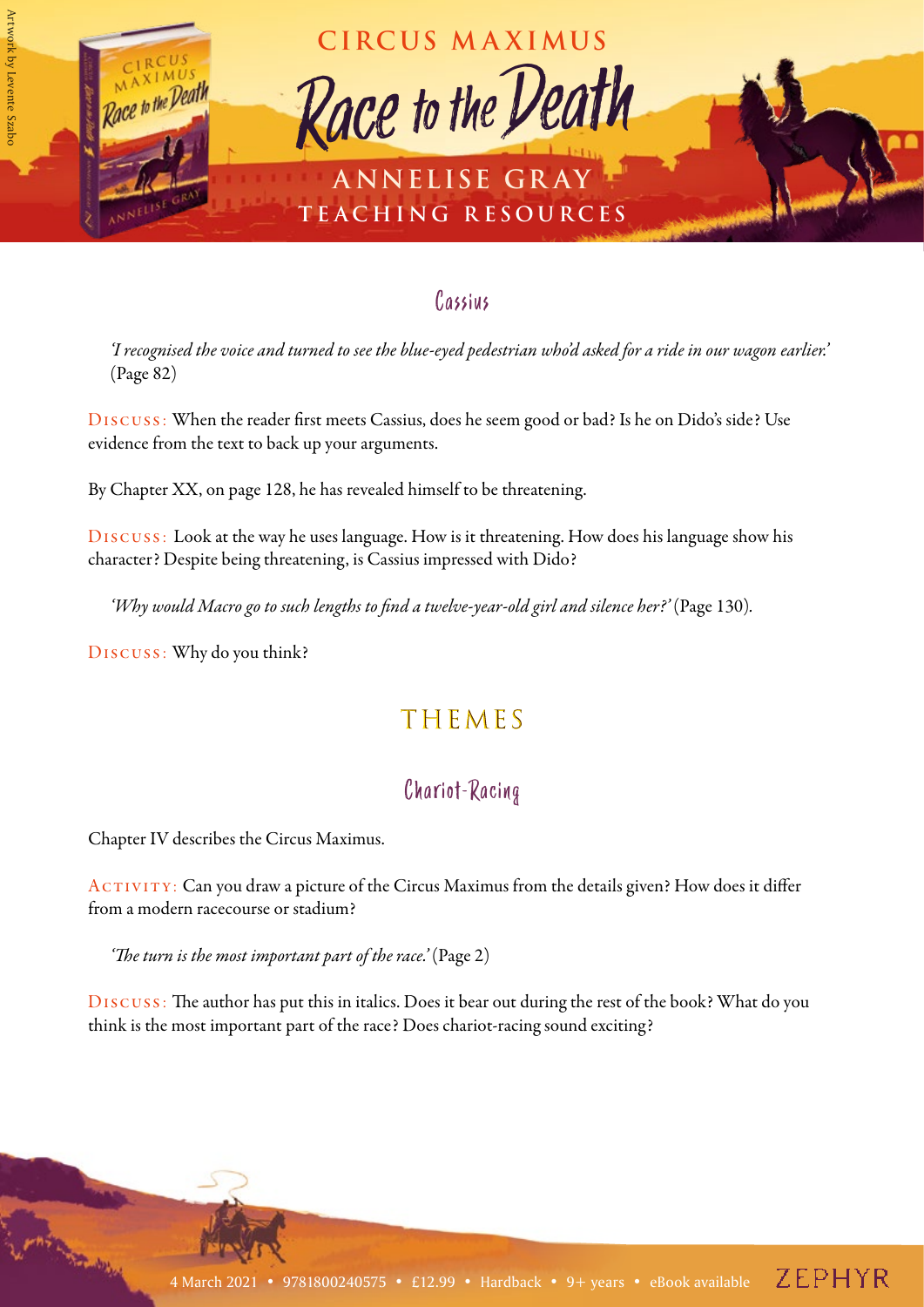## Cassius

*'I recognised the voice and turned to see the blue-eyed pedestrian who'd asked for a ride in our wagon earlier.'* (Page 82)

DISCUSS: When the reader first meets Cassius, does he seem good or bad? Is he on Dido's side? Use evidence from the text to back up your arguments.

By Chapter XX, on page 128, he has revealed himself to be threatening.

DISCUSS: Look at the way he uses language. How is it threatening. How does his language show his character? Despite being threatening, is Cassius impressed with Dido?

*'Why would Macro go to such lengths to find a twelve-year-old girl and silence her?'* (Page 130).

DISCUSS: Why do you think?

# THEMES

## Chariot-Racing

Chapter IV describes the Circus Maximus.

ACTIVITY: Can you draw a picture of the Circus Maximus from the details given? How does it differ from a modern racecourse or stadium?

*'The turn is the most important part of the race.'* (Page 2)

DISCUSS: The author has put this in italics. Does it bear out during the rest of the book? What do you think is the most important part of the race? Does chariot-racing sound exciting?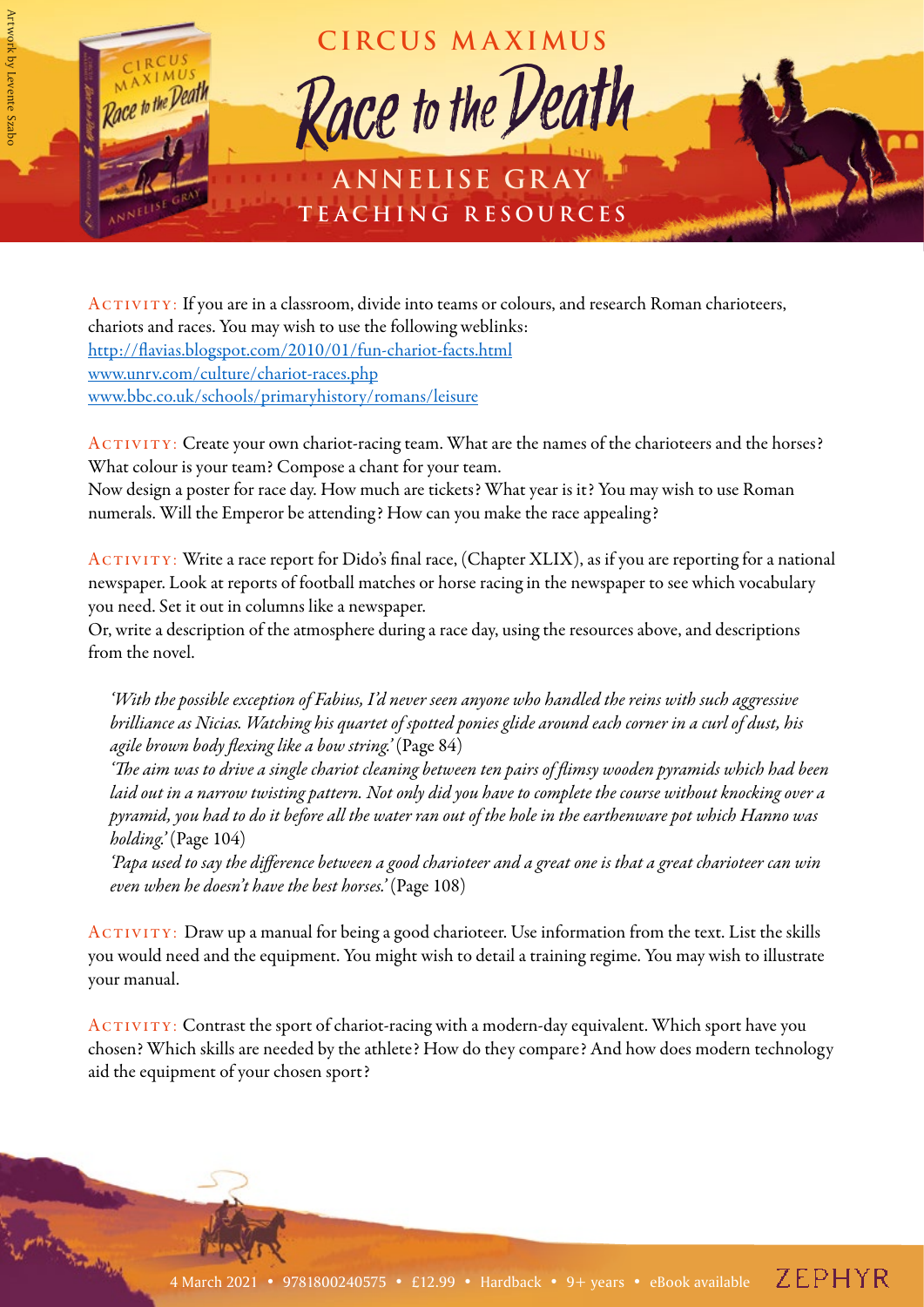**Activity:** If you are in a classroom, divide into teams or colours, and research Roman charioteers, chariots and races. You may wish to use the following weblinks:
http://flavias.blogspot.com/2010/01/fun-chariot-facts.html
www.unrv.com/culture/chariot-races.php
www.bbc.co.uk/schools/primaryhistory/romans/leisure

**Activity:** Create your own chariot-racing team. What are the names of the charioteers and the horses? What colour is your team? Compose a chant for your team.
Now design a poster for race day. How much are tickets? What year is it? You may wish to use Roman numerals. Will the Emperor be attending? How can you make the race appealing?

**Activity:** Write a race report for Dido's final race, (Chapter XLIX), as if you are reporting for a national newspaper. Look at reports of football matches or horse racing in the newspaper to see which vocabulary you need. Set it out in columns like a newspaper.
Or, write a description of the atmosphere during a race day, using the resources above, and descriptions from the novel.

> *'With the possible exception of Fabius, I'd never seen anyone who handled the reins with such aggressive brilliance as Nicias. Watching his quartet of spotted ponies glide around each corner in a curl of dust, his agile brown body flexing like a bow string.'* (Page 84)
>
> *'The aim was to drive a single chariot cleaning between ten pairs of flimsy wooden pyramids which had been laid out in a narrow twisting pattern. Not only did you have to complete the course without knocking over a pyramid, you had to do it before all the water ran out of the hole in the earthenware pot which Hanno was holding.'* (Page 104)
>
> *'Papa used to say the difference between a good charioteer and a great one is that a great charioteer can win even when he doesn't have the best horses.'* (Page 108)

**Activity:** Draw up a manual for being a good charioteer. Use information from the text. List the skills you would need and the equipment. You might wish to detail a training regime. You may wish to illustrate your manual.

**Activity:** Contrast the sport of chariot-racing with a modern-day equivalent. Which sport have you chosen? Which skills are needed by the athlete? How do they compare? And how does modern technology aid the equipment of your chosen sport?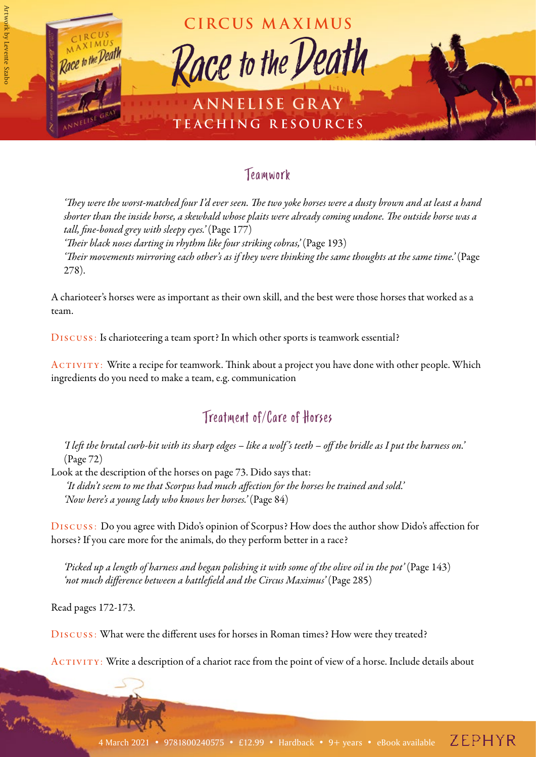## Teamwork

*'They were the worst-matched four I'd ever seen. The two yoke horses were a dusty brown and at least a hand shorter than the inside horse, a skewbald whose plaits were already coming undone. The outside horse was a tall, fine-boned grey with sleepy eyes.'* (Page 177)
*'Their black noses darting in rhythm like four striking cobras,'* (Page 193)
*'Their movements mirroring each other's as if they were thinking the same thoughts at the same time.'* (Page 278).

A charioteer's horses were as important as their own skill, and the best were those horses that worked as a team.

DISCUSS: Is charioteering a team sport? In which other sports is teamwork essential?

ACTIVITY: Write a recipe for teamwork. Think about a project you have done with other people. Which ingredients do you need to make a team, e.g. communication

## Treatment of/Care of Horses

*'I left the brutal curb-bit with its sharp edges – like a wolf's teeth – off the bridle as I put the harness on.'* (Page 72)

Look at the description of the horses on page 73. Dido says that:
*'It didn't seem to me that Scorpus had much affection for the horses he trained and sold.'*
*'Now here's a young lady who knows her horses.'* (Page 84)

DISCUSS: Do you agree with Dido's opinion of Scorpus? How does the author show Dido's affection for horses? If you care more for the animals, do they perform better in a race?

*'Picked up a length of harness and began polishing it with some of the olive oil in the pot'* (Page 143)
*'not much difference between a battlefield and the Circus Maximus'* (Page 285)

Read pages 172-173.

DISCUSS: What were the different uses for horses in Roman times? How were they treated?

ACTIVITY: Write a description of a chariot race from the point of view of a horse. Include details about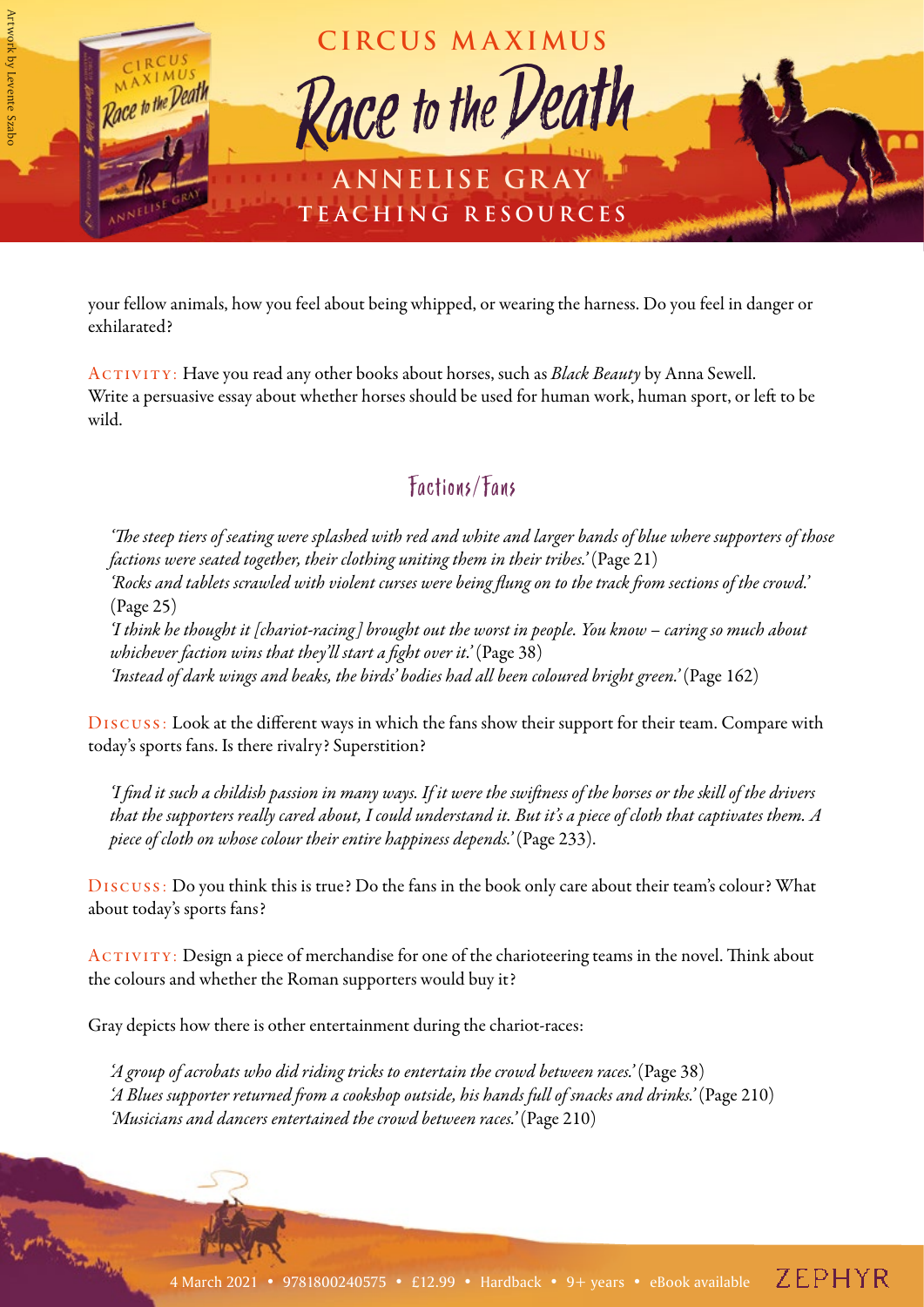your fellow animals, how you feel about being whipped, or wearing the harness. Do you feel in danger or exhilarated?

ACTIVITY: Have you read any other books about horses, such as *Black Beauty* by Anna Sewell. Write a persuasive essay about whether horses should be used for human work, human sport, or left to be wild.

## Factions/Fans

> *'The steep tiers of seating were splashed with red and white and larger bands of blue where supporters of those factions were seated together, their clothing uniting them in their tribes.'* (Page 21)
> *'Rocks and tablets scrawled with violent curses were being flung on to the track from sections of the crowd.'* (Page 25)
> *'I think he thought it [chariot-racing] brought out the worst in people. You know – caring so much about whichever faction wins that they'll start a fight over it.'* (Page 38)
> *'Instead of dark wings and beaks, the birds' bodies had all been coloured bright green.'* (Page 162)

DISCUSS: Look at the different ways in which the fans show their support for their team. Compare with today's sports fans. Is there rivalry? Superstition?

> *'I find it such a childish passion in many ways. If it were the swiftness of the horses or the skill of the drivers that the supporters really cared about, I could understand it. But it's a piece of cloth that captivates them. A piece of cloth on whose colour their entire happiness depends.'* (Page 233).

DISCUSS: Do you think this is true? Do the fans in the book only care about their team's colour? What about today's sports fans?

ACTIVITY: Design a piece of merchandise for one of the charioteering teams in the novel. Think about the colours and whether the Roman supporters would buy it?

Gray depicts how there is other entertainment during the chariot-races:

> *'A group of acrobats who did riding tricks to entertain the crowd between races.'* (Page 38)
> *'A Blues supporter returned from a cookshop outside, his hands full of snacks and drinks.'* (Page 210)
> *'Musicians and dancers entertained the crowd between races.'* (Page 210)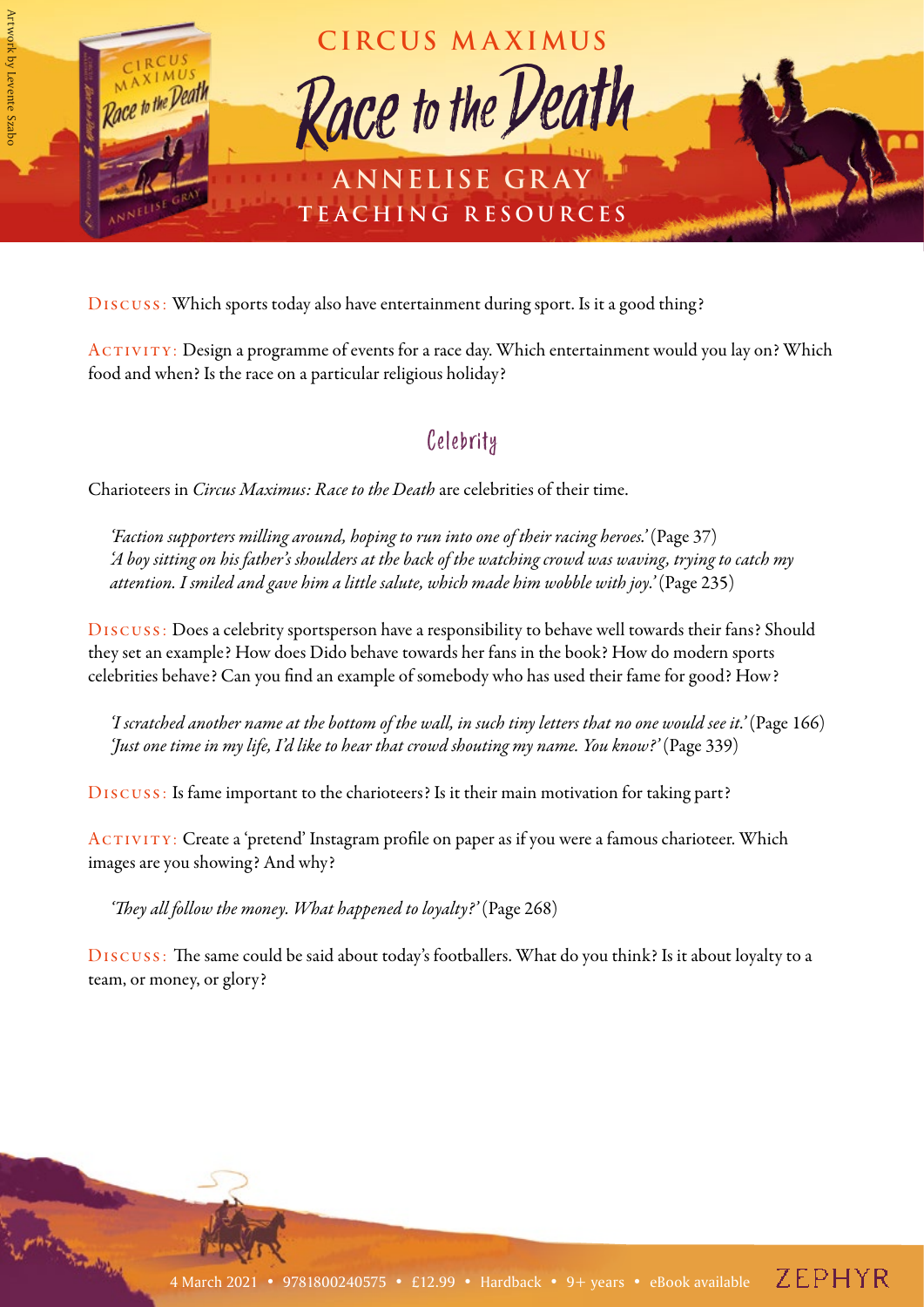Discuss: Which sports today also have entertainment during sport. Is it a good thing?

Activity: Design a programme of events for a race day. Which entertainment would you lay on? Which food and when? Is the race on a particular religious holiday?

## Celebrity

Charioteers in *Circus Maximus: Race to the Death* are celebrities of their time.

> *'Faction supporters milling around, hoping to run into one of their racing heroes.'* (Page 37)
> *'A boy sitting on his father's shoulders at the back of the watching crowd was waving, trying to catch my attention. I smiled and gave him a little salute, which made him wobble with joy.'* (Page 235)

Discuss: Does a celebrity sportsperson have a responsibility to behave well towards their fans? Should they set an example? How does Dido behave towards her fans in the book? How do modern sports celebrities behave? Can you find an example of somebody who has used their fame for good? How?

> *'I scratched another name at the bottom of the wall, in such tiny letters that no one would see it.'* (Page 166)
> *'Just one time in my life, I'd like to hear that crowd shouting my name. You know?'* (Page 339)

Discuss: Is fame important to the charioteers? Is it their main motivation for taking part?

Activity: Create a 'pretend' Instagram profile on paper as if you were a famous charioteer. Which images are you showing? And why?

> *'They all follow the money. What happened to loyalty?'* (Page 268)

Discuss: The same could be said about today's footballers. What do you think? Is it about loyalty to a team, or money, or glory?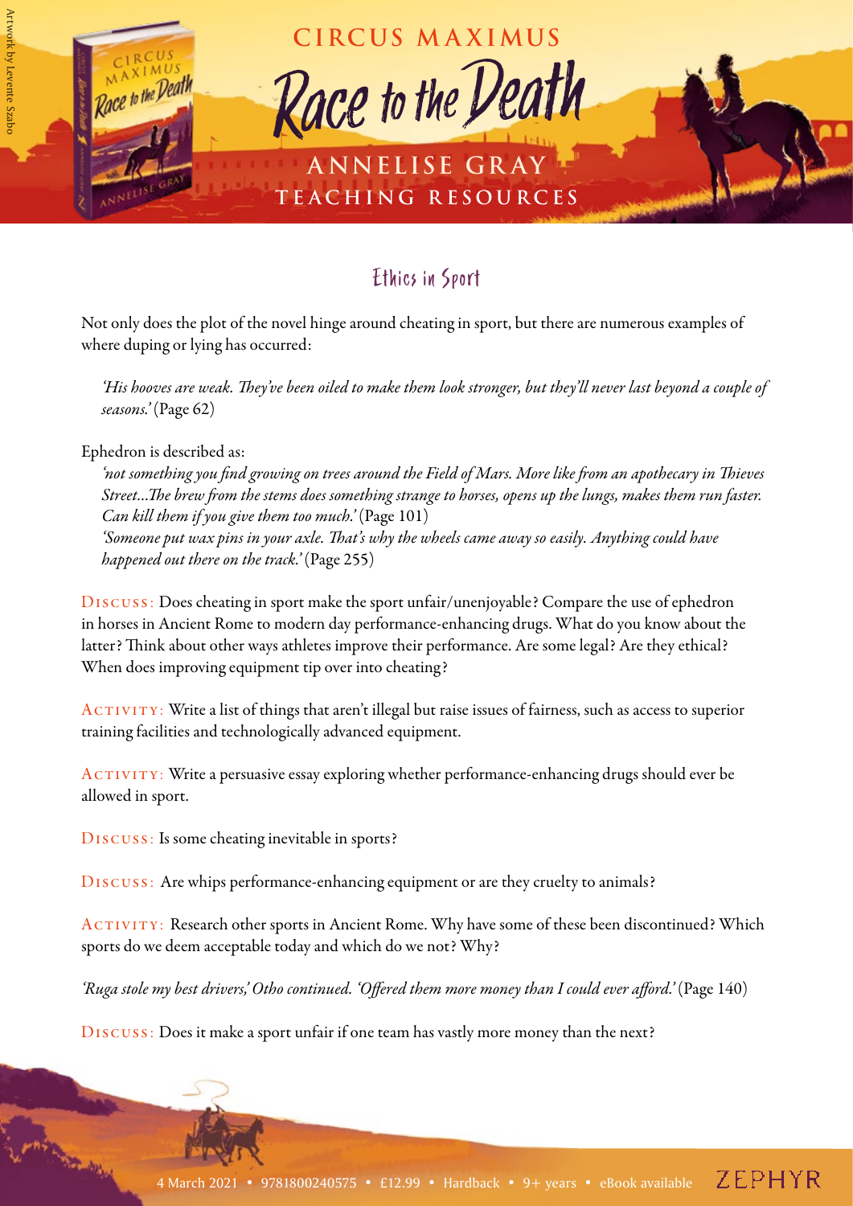## Ethics in Sport

Not only does the plot of the novel hinge around cheating in sport, but there are numerous examples of where duping or lying has occurred:

> *'His hooves are weak. They've been oiled to make them look stronger, but they'll never last beyond a couple of seasons.'* (Page 62)

Ephedron is described as:

> *'not something you find growing on trees around the Field of Mars. More like from an apothecary in Thieves Street...The brew from the stems does something strange to horses, opens up the lungs, makes them run faster. Can kill them if you give them too much.'* (Page 101)
>
> *'Someone put wax pins in your axle. That's why the wheels came away so easily. Anything could have happened out there on the track.'* (Page 255)

DISCUSS: Does cheating in sport make the sport unfair/unenjoyable? Compare the use of ephedron in horses in Ancient Rome to modern day performance-enhancing drugs. What do you know about the latter? Think about other ways athletes improve their performance. Are some legal? Are they ethical? When does improving equipment tip over into cheating?

ACTIVITY: Write a list of things that aren't illegal but raise issues of fairness, such as access to superior training facilities and technologically advanced equipment.

ACTIVITY: Write a persuasive essay exploring whether performance-enhancing drugs should ever be allowed in sport.

DISCUSS: Is some cheating inevitable in sports?

DISCUSS: Are whips performance-enhancing equipment or are they cruelty to animals?

ACTIVITY: Research other sports in Ancient Rome. Why have some of these been discontinued? Which sports do we deem acceptable today and which do we not? Why?

*'Ruga stole my best drivers,' Otho continued. 'Offered them more money than I could ever afford.'* (Page 140)

DISCUSS: Does it make a sport unfair if one team has vastly more money than the next?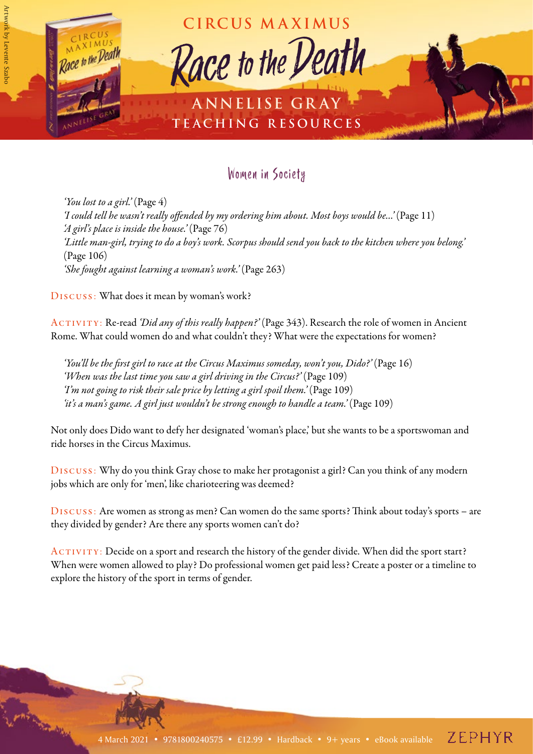## Women in Society

*'You lost to a girl.'* (Page 4)
*'I could tell he wasn't really offended by my ordering him about. Most boys would be...'* (Page 11)
*'A girl's place is inside the house.'* (Page 76)
*'Little man-girl, trying to do a boy's work. Scorpus should send you back to the kitchen where you belong.'* (Page 106)
*'She fought against learning a woman's work.'* (Page 263)

Discuss: What does it mean by woman's work?

Activity: Re-read *'Did any of this really happen?'* (Page 343). Research the role of women in Ancient Rome. What could women do and what couldn't they? What were the expectations for women?

*'You'll be the first girl to race at the Circus Maximus someday, won't you, Dido?'* (Page 16)
*'When was the last time you saw a girl driving in the Circus?'* (Page 109)
*'I'm not going to risk their sale price by letting a girl spoil them.'* (Page 109)
*'it's a man's game. A girl just wouldn't be strong enough to handle a team.'* (Page 109)

Not only does Dido want to defy her designated 'woman's place,' but she wants to be a sportswoman and ride horses in the Circus Maximus.

Discuss: Why do you think Gray chose to make her protagonist a girl? Can you think of any modern jobs which are only for 'men', like charioteering was deemed?

Discuss: Are women as strong as men? Can women do the same sports? Think about today's sports – are they divided by gender? Are there any sports women can't do?

Activity: Decide on a sport and research the history of the gender divide. When did the sport start? When were women allowed to play? Do professional women get paid less? Create a poster or a timeline to explore the history of the sport in terms of gender.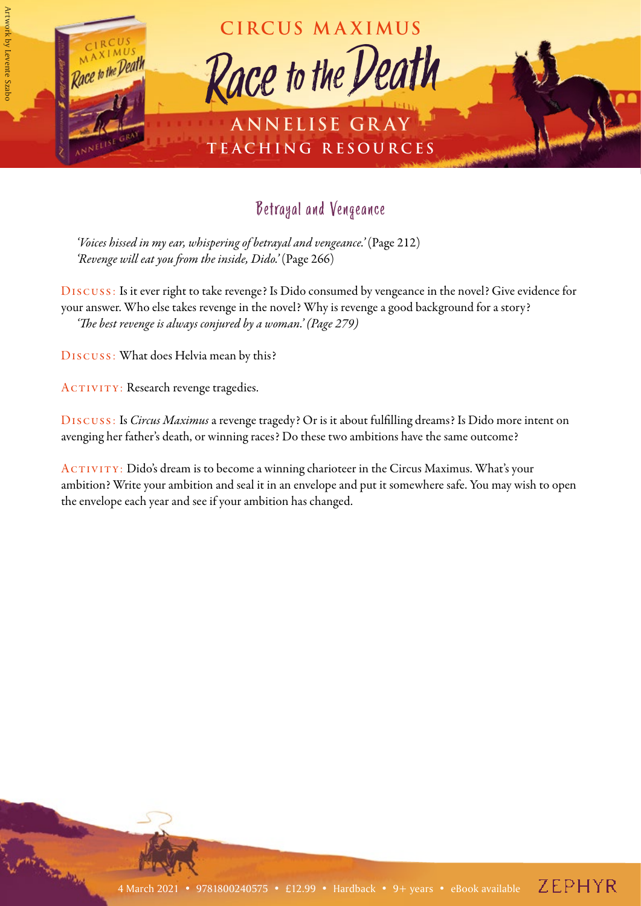## Betrayal and Vengeance

*'Voices hissed in my ear, whispering of betrayal and vengeance.'* (Page 212)
*'Revenge will eat you from the inside, Dido.'* (Page 266)

DISCUSS: Is it ever right to take revenge? Is Dido consumed by vengeance in the novel? Give evidence for your answer. Who else takes revenge in the novel? Why is revenge a good background for a story?
*'The best revenge is always conjured by a woman.' (Page 279)*

DISCUSS: What does Helvia mean by this?

ACTIVITY: Research revenge tragedies.

DISCUSS: Is *Circus Maximus* a revenge tragedy? Or is it about fulfilling dreams? Is Dido more intent on avenging her father's death, or winning races? Do these two ambitions have the same outcome?

ACTIVITY: Dido's dream is to become a winning charioteer in the Circus Maximus. What's your ambition? Write your ambition and seal it in an envelope and put it somewhere safe. You may wish to open the envelope each year and see if your ambition has changed.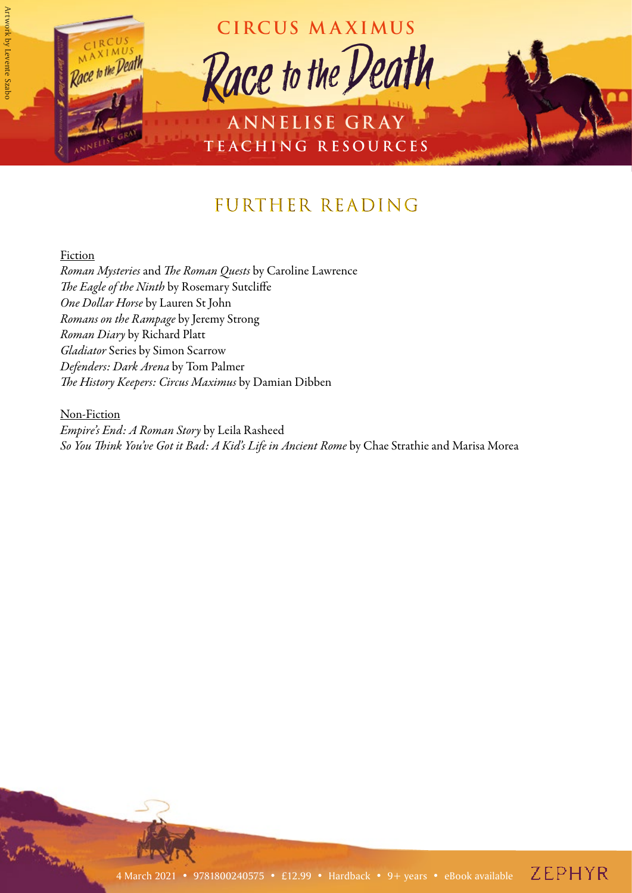# FURTHER READING

Fiction

*Roman Mysteries* and *The Roman Quests* by Caroline Lawrence
*The Eagle of the Ninth* by Rosemary Sutcliffe
*One Dollar Horse* by Lauren St John
*Romans on the Rampage* by Jeremy Strong
*Roman Diary* by Richard Platt
*Gladiator* Series by Simon Scarrow
*Defenders: Dark Arena* by Tom Palmer
*The History Keepers: Circus Maximus* by Damian Dibben

Non-Fiction

*Empire's End: A Roman Story* by Leila Rasheed
*So You Think You've Got it Bad: A Kid's Life in Ancient Rome* by Chae Strathie and Marisa Morea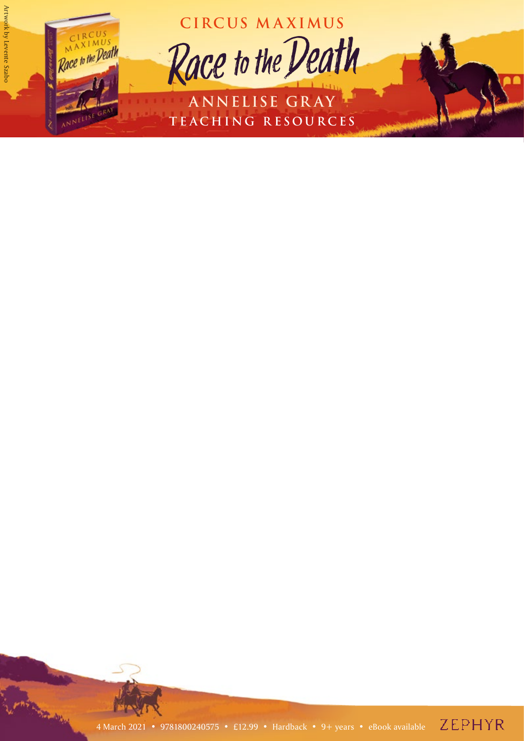Artwork by Levente Szabo

# CIRCUS MAXIMUS

# Race to the Death

## ANNELISE GRAY

## TEACHING RESOURCES

4 March 2021 • 9781800240575 • £12.99 • Hardback • 9+ years • eBook available

ZEPHYR